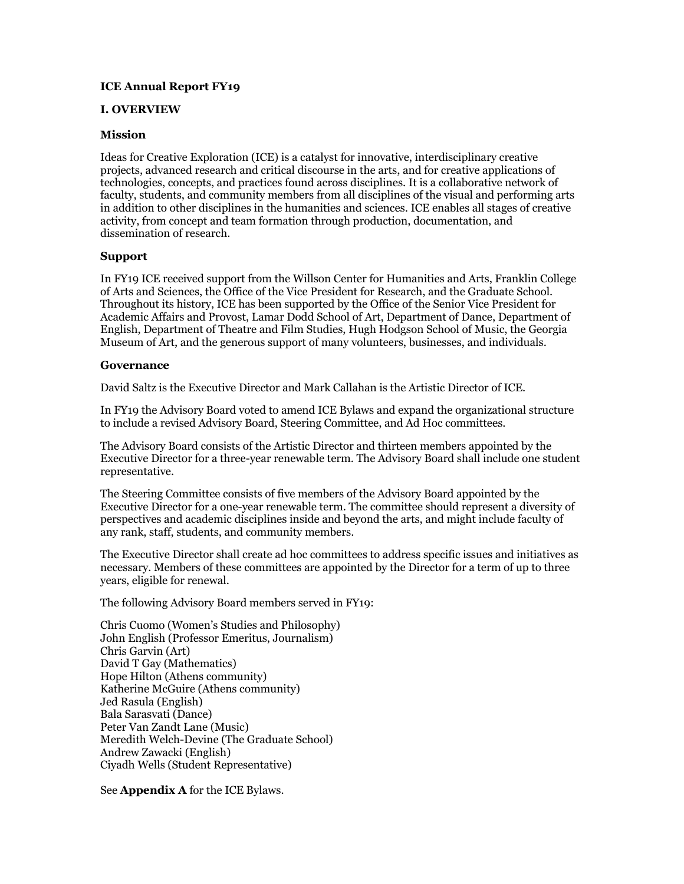# ICE Annual Report FY19

## I. OVERVIEW

### Mission

Ideas for Creative Exploration (ICE) is a catalyst for innovative, interdisciplinary creative projects, advanced research and critical discourse in the arts, and for creative applications of technologies, concepts, and practices found across disciplines. It is a collaborative network of faculty, students, and community members from all disciplines of the visual and performing arts in addition to other disciplines in the humanities and sciences. ICE enables all stages of creative activity, from concept and team formation through production, documentation, and dissemination of research.

### Support

In FY19 ICE received support from the Willson Center for Humanities and Arts, Franklin College of Arts and Sciences, the Office of the Vice President for Research, and the Graduate School. Throughout its history, ICE has been supported by the Office of the Senior Vice President for Academic Affairs and Provost, Lamar Dodd School of Art, Department of Dance, Department of English, Department of Theatre and Film Studies, Hugh Hodgson School of Music, the Georgia Museum of Art, and the generous support of many volunteers, businesses, and individuals.

### Governance

David Saltz is the Executive Director and Mark Callahan is the Artistic Director of ICE.

In FY19 the Advisory Board voted to amend ICE Bylaws and expand the organizational structure to include a revised Advisory Board, Steering Committee, and Ad Hoc committees.

The Advisory Board consists of the Artistic Director and thirteen members appointed by the Executive Director for a three-year renewable term. The Advisory Board shall include one student representative.

The Steering Committee consists of five members of the Advisory Board appointed by the Executive Director for a one-year renewable term. The committee should represent a diversity of perspectives and academic disciplines inside and beyond the arts, and might include faculty of any rank, staff, students, and community members.

The Executive Director shall create ad hoc committees to address specific issues and initiatives as necessary. Members of these committees are appointed by the Director for a term of up to three years, eligible for renewal.

The following Advisory Board members served in FY19:

Chris Cuomo (Women's Studies and Philosophy)
John English (Professor Emeritus, Journalism)
Chris Garvin (Art)
David T Gay (Mathematics)
Hope Hilton (Athens community)
Katherine McGuire (Athens community)
Jed Rasula (English)
Bala Sarasvati (Dance)
Peter Van Zandt Lane (Music)
Meredith Welch-Devine (The Graduate School)
Andrew Zawacki (English)
Ciyadh Wells (Student Representative)

See **Appendix A** for the ICE Bylaws.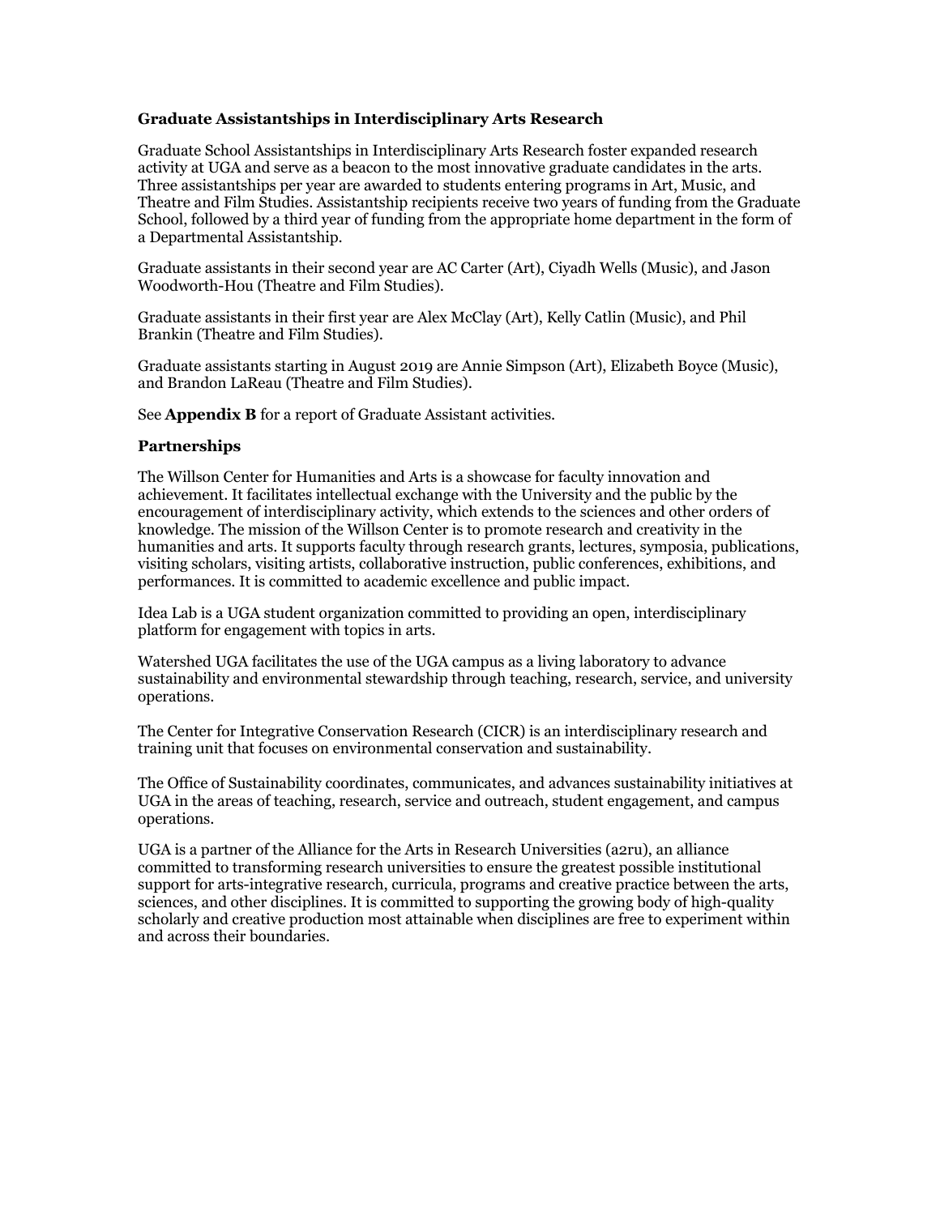**Graduate Assistantships in Interdisciplinary Arts Research**

Graduate School Assistantships in Interdisciplinary Arts Research foster expanded research activity at UGA and serve as a beacon to the most innovative graduate candidates in the arts. Three assistantships per year are awarded to students entering programs in Art, Music, and Theatre and Film Studies. Assistantship recipients receive two years of funding from the Graduate School, followed by a third year of funding from the appropriate home department in the form of a Departmental Assistantship.

Graduate assistants in their second year are AC Carter (Art), Ciyadh Wells (Music), and Jason Woodworth-Hou (Theatre and Film Studies).

Graduate assistants in their first year are Alex McClay (Art), Kelly Catlin (Music), and Phil Brankin (Theatre and Film Studies).

Graduate assistants starting in August 2019 are Annie Simpson (Art), Elizabeth Boyce (Music), and Brandon LaReau (Theatre and Film Studies).

See **Appendix B** for a report of Graduate Assistant activities.

**Partnerships**

The Willson Center for Humanities and Arts is a showcase for faculty innovation and achievement. It facilitates intellectual exchange with the University and the public by the encouragement of interdisciplinary activity, which extends to the sciences and other orders of knowledge. The mission of the Willson Center is to promote research and creativity in the humanities and arts. It supports faculty through research grants, lectures, symposia, publications, visiting scholars, visiting artists, collaborative instruction, public conferences, exhibitions, and performances. It is committed to academic excellence and public impact.

Idea Lab is a UGA student organization committed to providing an open, interdisciplinary platform for engagement with topics in arts.

Watershed UGA facilitates the use of the UGA campus as a living laboratory to advance sustainability and environmental stewardship through teaching, research, service, and university operations.

The Center for Integrative Conservation Research (CICR) is an interdisciplinary research and training unit that focuses on environmental conservation and sustainability.

The Office of Sustainability coordinates, communicates, and advances sustainability initiatives at UGA in the areas of teaching, research, service and outreach, student engagement, and campus operations.

UGA is a partner of the Alliance for the Arts in Research Universities (a2ru), an alliance committed to transforming research universities to ensure the greatest possible institutional support for arts-integrative research, curricula, programs and creative practice between the arts, sciences, and other disciplines. It is committed to supporting the growing body of high-quality scholarly and creative production most attainable when disciplines are free to experiment within and across their boundaries.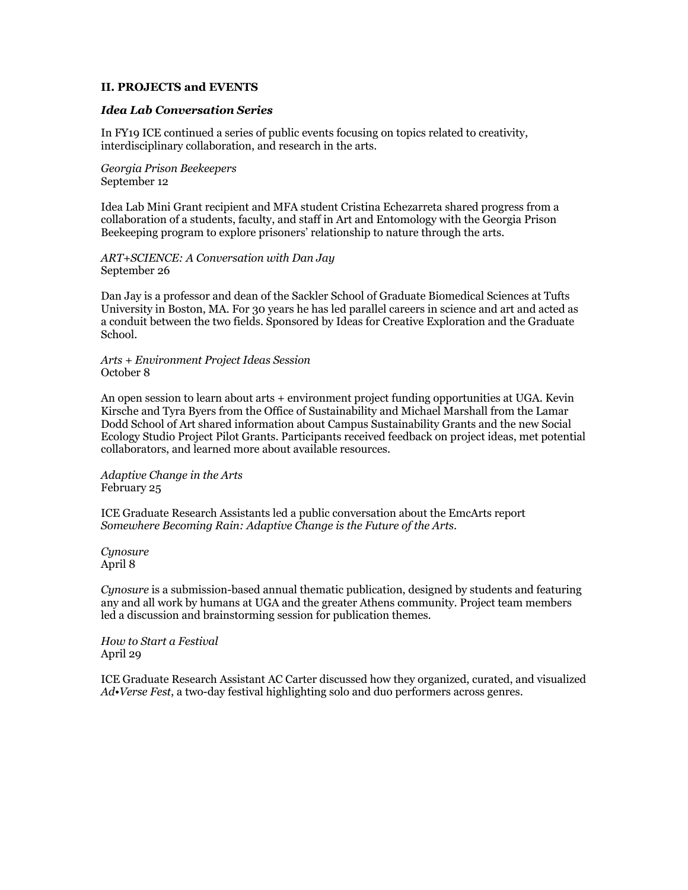## II. PROJECTS and EVENTS

### *Idea Lab Conversation Series*

In FY19 ICE continued a series of public events focusing on topics related to creativity, interdisciplinary collaboration, and research in the arts.

*Georgia Prison Beekeepers*
September 12

Idea Lab Mini Grant recipient and MFA student Cristina Echezarreta shared progress from a collaboration of a students, faculty, and staff in Art and Entomology with the Georgia Prison Beekeeping program to explore prisoners' relationship to nature through the arts.

*ART+SCIENCE: A Conversation with Dan Jay*
September 26

Dan Jay is a professor and dean of the Sackler School of Graduate Biomedical Sciences at Tufts University in Boston, MA. For 30 years he has led parallel careers in science and art and acted as a conduit between the two fields. Sponsored by Ideas for Creative Exploration and the Graduate School.

*Arts + Environment Project Ideas Session*
October 8

An open session to learn about arts + environment project funding opportunities at UGA. Kevin Kirsche and Tyra Byers from the Office of Sustainability and Michael Marshall from the Lamar Dodd School of Art shared information about Campus Sustainability Grants and the new Social Ecology Studio Project Pilot Grants. Participants received feedback on project ideas, met potential collaborators, and learned more about available resources.

*Adaptive Change in the Arts*
February 25

ICE Graduate Research Assistants led a public conversation about the EmcArts report *Somewhere Becoming Rain: Adaptive Change is the Future of the Arts*.

*Cynosure*
April 8

*Cynosure* is a submission-based annual thematic publication, designed by students and featuring any and all work by humans at UGA and the greater Athens community. Project team members led a discussion and brainstorming session for publication themes.

*How to Start a Festival*
April 29

ICE Graduate Research Assistant AC Carter discussed how they organized, curated, and visualized *Ad•Verse Fest*, a two-day festival highlighting solo and duo performers across genres.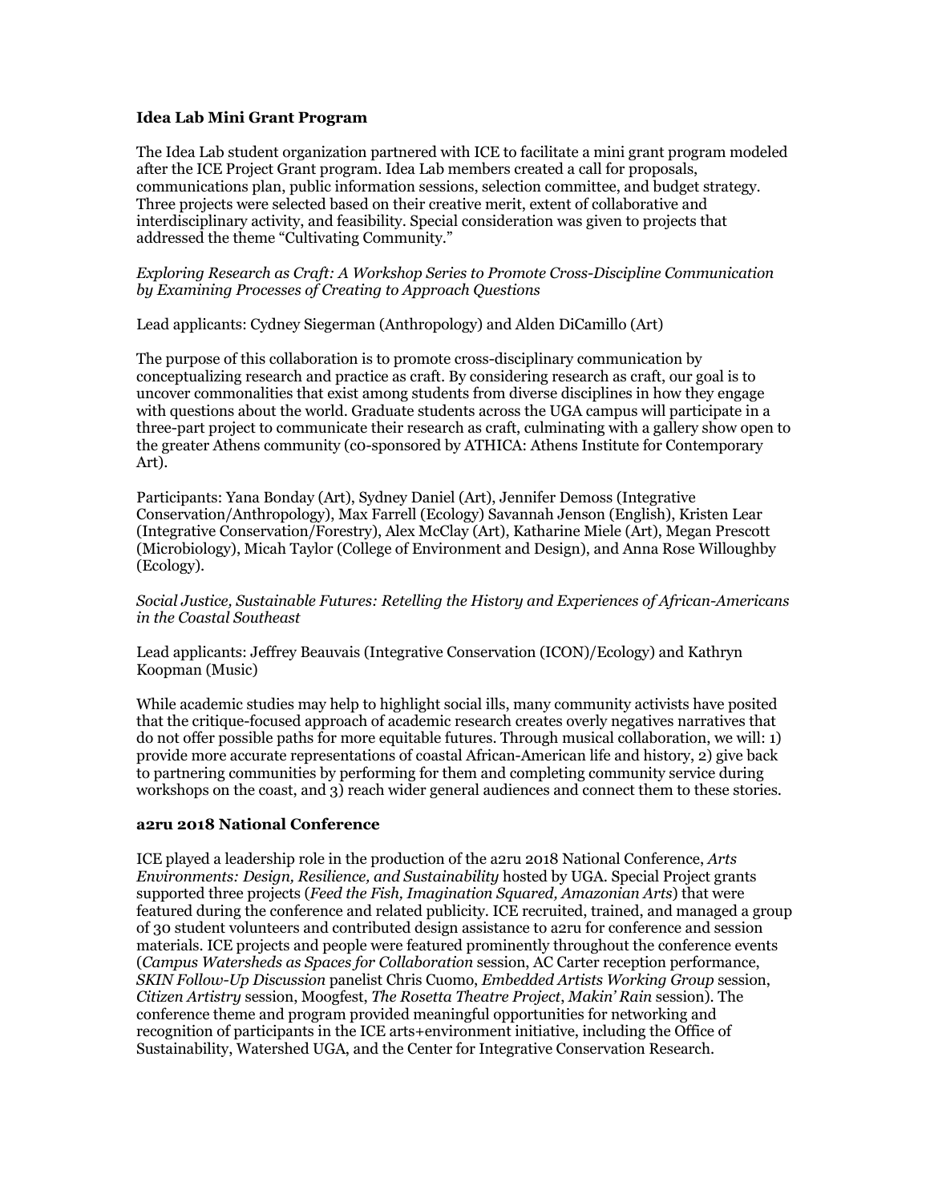**Idea Lab Mini Grant Program**

The Idea Lab student organization partnered with ICE to facilitate a mini grant program modeled after the ICE Project Grant program. Idea Lab members created a call for proposals, communications plan, public information sessions, selection committee, and budget strategy. Three projects were selected based on their creative merit, extent of collaborative and interdisciplinary activity, and feasibility. Special consideration was given to projects that addressed the theme "Cultivating Community."

*Exploring Research as Craft: A Workshop Series to Promote Cross-Discipline Communication by Examining Processes of Creating to Approach Questions*

Lead applicants: Cydney Siegerman (Anthropology) and Alden DiCamillo (Art)

The purpose of this collaboration is to promote cross-disciplinary communication by conceptualizing research and practice as craft. By considering research as craft, our goal is to uncover commonalities that exist among students from diverse disciplines in how they engage with questions about the world. Graduate students across the UGA campus will participate in a three-part project to communicate their research as craft, culminating with a gallery show open to the greater Athens community (co-sponsored by ATHICA: Athens Institute for Contemporary Art).

Participants: Yana Bonday (Art), Sydney Daniel (Art), Jennifer Demoss (Integrative Conservation/Anthropology), Max Farrell (Ecology) Savannah Jenson (English), Kristen Lear (Integrative Conservation/Forestry), Alex McClay (Art), Katharine Miele (Art), Megan Prescott (Microbiology), Micah Taylor (College of Environment and Design), and Anna Rose Willoughby (Ecology).

*Social Justice, Sustainable Futures: Retelling the History and Experiences of African-Americans in the Coastal Southeast*

Lead applicants: Jeffrey Beauvais (Integrative Conservation (ICON)/Ecology) and Kathryn Koopman (Music)

While academic studies may help to highlight social ills, many community activists have posited that the critique-focused approach of academic research creates overly negatives narratives that do not offer possible paths for more equitable futures. Through musical collaboration, we will: 1) provide more accurate representations of coastal African-American life and history, 2) give back to partnering communities by performing for them and completing community service during workshops on the coast, and 3) reach wider general audiences and connect them to these stories.

**a2ru 2018 National Conference**

ICE played a leadership role in the production of the a2ru 2018 National Conference, *Arts Environments: Design, Resilience, and Sustainability* hosted by UGA. Special Project grants supported three projects (*Feed the Fish, Imagination Squared, Amazonian Arts*) that were featured during the conference and related publicity. ICE recruited, trained, and managed a group of 30 student volunteers and contributed design assistance to a2ru for conference and session materials. ICE projects and people were featured prominently throughout the conference events (*Campus Watersheds as Spaces for Collaboration* session, AC Carter reception performance, *SKIN Follow-Up Discussion* panelist Chris Cuomo, *Embedded Artists Working Group* session, *Citizen Artistry* session, Moogfest, *The Rosetta Theatre Project*, *Makin' Rain* session). The conference theme and program provided meaningful opportunities for networking and recognition of participants in the ICE arts+environment initiative, including the Office of Sustainability, Watershed UGA, and the Center for Integrative Conservation Research.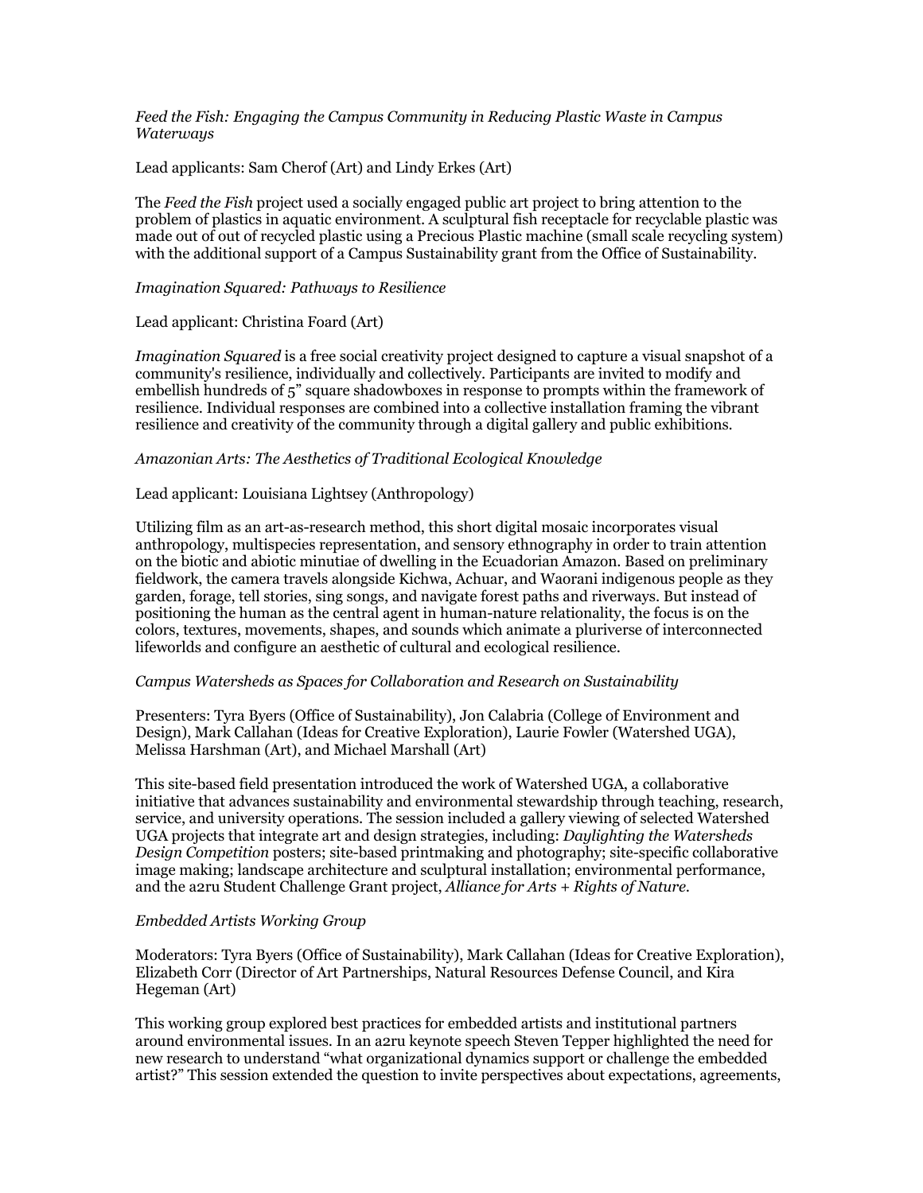*Feed the Fish: Engaging the Campus Community in Reducing Plastic Waste in Campus Waterways*

Lead applicants: Sam Cherof (Art) and Lindy Erkes (Art)

The *Feed the Fish* project used a socially engaged public art project to bring attention to the problem of plastics in aquatic environment. A sculptural fish receptacle for recyclable plastic was made out of out of recycled plastic using a Precious Plastic machine (small scale recycling system) with the additional support of a Campus Sustainability grant from the Office of Sustainability.

*Imagination Squared: Pathways to Resilience*

Lead applicant: Christina Foard (Art)

*Imagination Squared* is a free social creativity project designed to capture a visual snapshot of a community's resilience, individually and collectively. Participants are invited to modify and embellish hundreds of 5" square shadowboxes in response to prompts within the framework of resilience. Individual responses are combined into a collective installation framing the vibrant resilience and creativity of the community through a digital gallery and public exhibitions.

*Amazonian Arts: The Aesthetics of Traditional Ecological Knowledge*

Lead applicant: Louisiana Lightsey (Anthropology)

Utilizing film as an art-as-research method, this short digital mosaic incorporates visual anthropology, multispecies representation, and sensory ethnography in order to train attention on the biotic and abiotic minutiae of dwelling in the Ecuadorian Amazon. Based on preliminary fieldwork, the camera travels alongside Kichwa, Achuar, and Waorani indigenous people as they garden, forage, tell stories, sing songs, and navigate forest paths and riverways. But instead of positioning the human as the central agent in human-nature relationality, the focus is on the colors, textures, movements, shapes, and sounds which animate a pluriverse of interconnected lifeworlds and configure an aesthetic of cultural and ecological resilience.

*Campus Watersheds as Spaces for Collaboration and Research on Sustainability*

Presenters: Tyra Byers (Office of Sustainability), Jon Calabria (College of Environment and Design), Mark Callahan (Ideas for Creative Exploration), Laurie Fowler (Watershed UGA), Melissa Harshman (Art), and Michael Marshall (Art)

This site-based field presentation introduced the work of Watershed UGA, a collaborative initiative that advances sustainability and environmental stewardship through teaching, research, service, and university operations. The session included a gallery viewing of selected Watershed UGA projects that integrate art and design strategies, including: *Daylighting the Watersheds Design Competition* posters; site-based printmaking and photography; site-specific collaborative image making; landscape architecture and sculptural installation; environmental performance, and the a2ru Student Challenge Grant project, *Alliance for Arts + Rights of Nature*.

*Embedded Artists Working Group*

Moderators: Tyra Byers (Office of Sustainability), Mark Callahan (Ideas for Creative Exploration), Elizabeth Corr (Director of Art Partnerships, Natural Resources Defense Council, and Kira Hegeman (Art)

This working group explored best practices for embedded artists and institutional partners around environmental issues. In an a2ru keynote speech Steven Tepper highlighted the need for new research to understand "what organizational dynamics support or challenge the embedded artist?" This session extended the question to invite perspectives about expectations, agreements,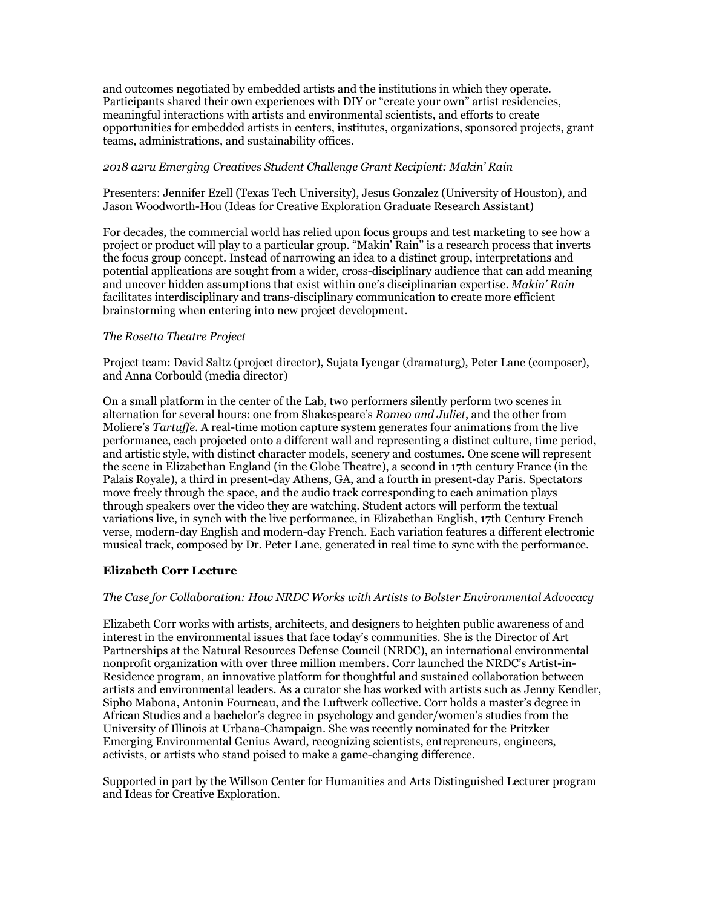and outcomes negotiated by embedded artists and the institutions in which they operate. Participants shared their own experiences with DIY or "create your own" artist residencies, meaningful interactions with artists and environmental scientists, and efforts to create opportunities for embedded artists in centers, institutes, organizations, sponsored projects, grant teams, administrations, and sustainability offices.

*2018 a2ru Emerging Creatives Student Challenge Grant Recipient: Makin' Rain*

Presenters: Jennifer Ezell (Texas Tech University), Jesus Gonzalez (University of Houston), and Jason Woodworth-Hou (Ideas for Creative Exploration Graduate Research Assistant)

For decades, the commercial world has relied upon focus groups and test marketing to see how a project or product will play to a particular group. "Makin' Rain" is a research process that inverts the focus group concept. Instead of narrowing an idea to a distinct group, interpretations and potential applications are sought from a wider, cross-disciplinary audience that can add meaning and uncover hidden assumptions that exist within one's disciplinarian expertise. *Makin' Rain* facilitates interdisciplinary and trans-disciplinary communication to create more efficient brainstorming when entering into new project development.

*The Rosetta Theatre Project*

Project team: David Saltz (project director), Sujata Iyengar (dramaturg), Peter Lane (composer), and Anna Corbould (media director)

On a small platform in the center of the Lab, two performers silently perform two scenes in alternation for several hours: one from Shakespeare's *Romeo and Juliet*, and the other from Moliere's *Tartuffe*. A real-time motion capture system generates four animations from the live performance, each projected onto a different wall and representing a distinct culture, time period, and artistic style, with distinct character models, scenery and costumes. One scene will represent the scene in Elizabethan England (in the Globe Theatre), a second in 17th century France (in the Palais Royale), a third in present-day Athens, GA, and a fourth in present-day Paris. Spectators move freely through the space, and the audio track corresponding to each animation plays through speakers over the video they are watching. Student actors will perform the textual variations live, in synch with the live performance, in Elizabethan English, 17th Century French verse, modern-day English and modern-day French. Each variation features a different electronic musical track, composed by Dr. Peter Lane, generated in real time to sync with the performance.

**Elizabeth Corr Lecture**

*The Case for Collaboration: How NRDC Works with Artists to Bolster Environmental Advocacy*

Elizabeth Corr works with artists, architects, and designers to heighten public awareness of and interest in the environmental issues that face today's communities. She is the Director of Art Partnerships at the Natural Resources Defense Council (NRDC), an international environmental nonprofit organization with over three million members. Corr launched the NRDC's Artist-in-Residence program, an innovative platform for thoughtful and sustained collaboration between artists and environmental leaders. As a curator she has worked with artists such as Jenny Kendler, Sipho Mabona, Antonin Fourneau, and the Luftwerk collective. Corr holds a master's degree in African Studies and a bachelor's degree in psychology and gender/women's studies from the University of Illinois at Urbana-Champaign. She was recently nominated for the Pritzker Emerging Environmental Genius Award, recognizing scientists, entrepreneurs, engineers, activists, or artists who stand poised to make a game-changing difference.

Supported in part by the Willson Center for Humanities and Arts Distinguished Lecturer program and Ideas for Creative Exploration.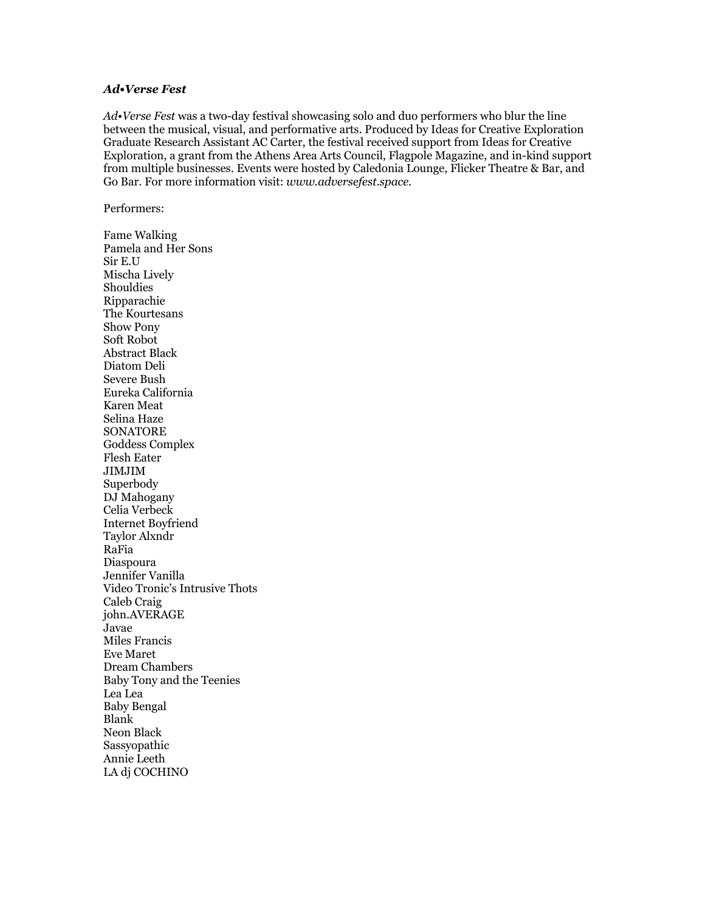***Ad•Verse Fest***

*Ad•Verse Fest* was a two-day festival showcasing solo and duo performers who blur the line between the musical, visual, and performative arts. Produced by Ideas for Creative Exploration Graduate Research Assistant AC Carter, the festival received support from Ideas for Creative Exploration, a grant from the Athens Area Arts Council, Flagpole Magazine, and in-kind support from multiple businesses. Events were hosted by Caledonia Lounge, Flicker Theatre & Bar, and Go Bar. For more information visit: *www.adversefest.space.*

Performers:

Fame Walking
Pamela and Her Sons
Sir E.U
Mischa Lively
Shouldies
Ripparachie
The Kourtesans
Show Pony
Soft Robot
Abstract Black
Diatom Deli
Severe Bush
Eureka California
Karen Meat
Selina Haze
SONATORE
Goddess Complex
Flesh Eater
JIMJIM
Superbody
DJ Mahogany
Celia Verbeck
Internet Boyfriend
Taylor Alxndr
RaFia
Diaspoura
Jennifer Vanilla
Video Tronic's Intrusive Thots
Caleb Craig
john.AVERAGE
Javae
Miles Francis
Eve Maret
Dream Chambers
Baby Tony and the Teenies
Lea Lea
Baby Bengal
Blank
Neon Black
Sassyopathic
Annie Leeth
LA dj COCHINO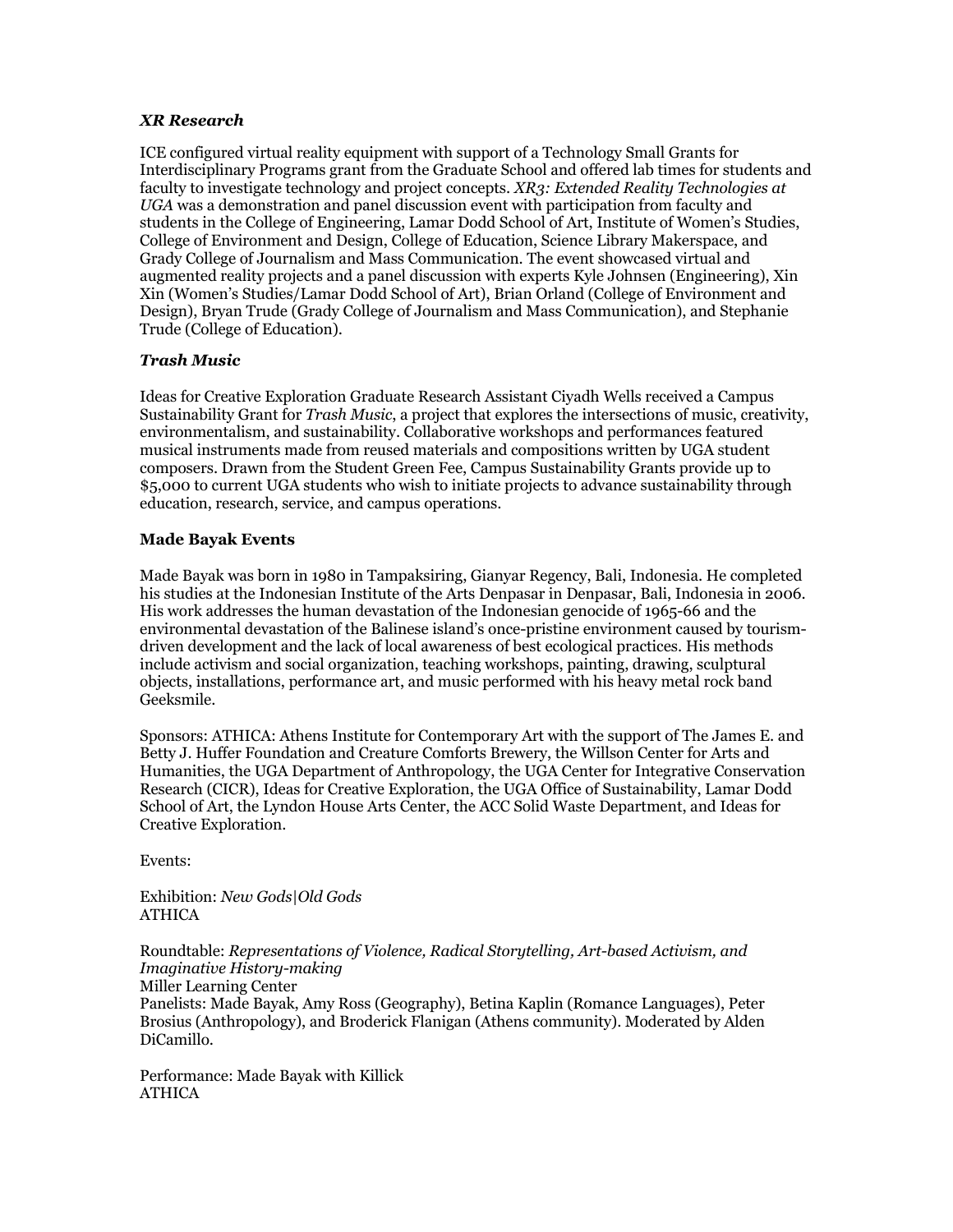### *XR Research*

ICE configured virtual reality equipment with support of a Technology Small Grants for Interdisciplinary Programs grant from the Graduate School and offered lab times for students and faculty to investigate technology and project concepts. *XR3: Extended Reality Technologies at UGA* was a demonstration and panel discussion event with participation from faculty and students in the College of Engineering, Lamar Dodd School of Art, Institute of Women's Studies, College of Environment and Design, College of Education, Science Library Makerspace, and Grady College of Journalism and Mass Communication. The event showcased virtual and augmented reality projects and a panel discussion with experts Kyle Johnsen (Engineering), Xin Xin (Women's Studies/Lamar Dodd School of Art), Brian Orland (College of Environment and Design), Bryan Trude (Grady College of Journalism and Mass Communication), and Stephanie Trude (College of Education).

### *Trash Music*

Ideas for Creative Exploration Graduate Research Assistant Ciyadh Wells received a Campus Sustainability Grant for *Trash Music*, a project that explores the intersections of music, creativity, environmentalism, and sustainability. Collaborative workshops and performances featured musical instruments made from reused materials and compositions written by UGA student composers. Drawn from the Student Green Fee, Campus Sustainability Grants provide up to $5,000 to current UGA students who wish to initiate projects to advance sustainability through education, research, service, and campus operations.

### Made Bayak Events

Made Bayak was born in 1980 in Tampaksiring, Gianyar Regency, Bali, Indonesia. He completed his studies at the Indonesian Institute of the Arts Denpasar in Denpasar, Bali, Indonesia in 2006. His work addresses the human devastation of the Indonesian genocide of 1965-66 and the environmental devastation of the Balinese island's once-pristine environment caused by tourism-driven development and the lack of local awareness of best ecological practices. His methods include activism and social organization, teaching workshops, painting, drawing, sculptural objects, installations, performance art, and music performed with his heavy metal rock band Geeksmile.

Sponsors: ATHICA: Athens Institute for Contemporary Art with the support of The James E. and Betty J. Huffer Foundation and Creature Comforts Brewery, the Willson Center for Arts and Humanities, the UGA Department of Anthropology, the UGA Center for Integrative Conservation Research (CICR), Ideas for Creative Exploration, the UGA Office of Sustainability, Lamar Dodd School of Art, the Lyndon House Arts Center, the ACC Solid Waste Department, and Ideas for Creative Exploration.

Events:

Exhibition: *New Gods|Old Gods*
ATHICA

Roundtable: *Representations of Violence, Radical Storytelling, Art-based Activism, and Imaginative History-making*
Miller Learning Center
Panelists: Made Bayak, Amy Ross (Geography), Betina Kaplin (Romance Languages), Peter Brosius (Anthropology), and Broderick Flanigan (Athens community). Moderated by Alden DiCamillo.

Performance: Made Bayak with Killick
ATHICA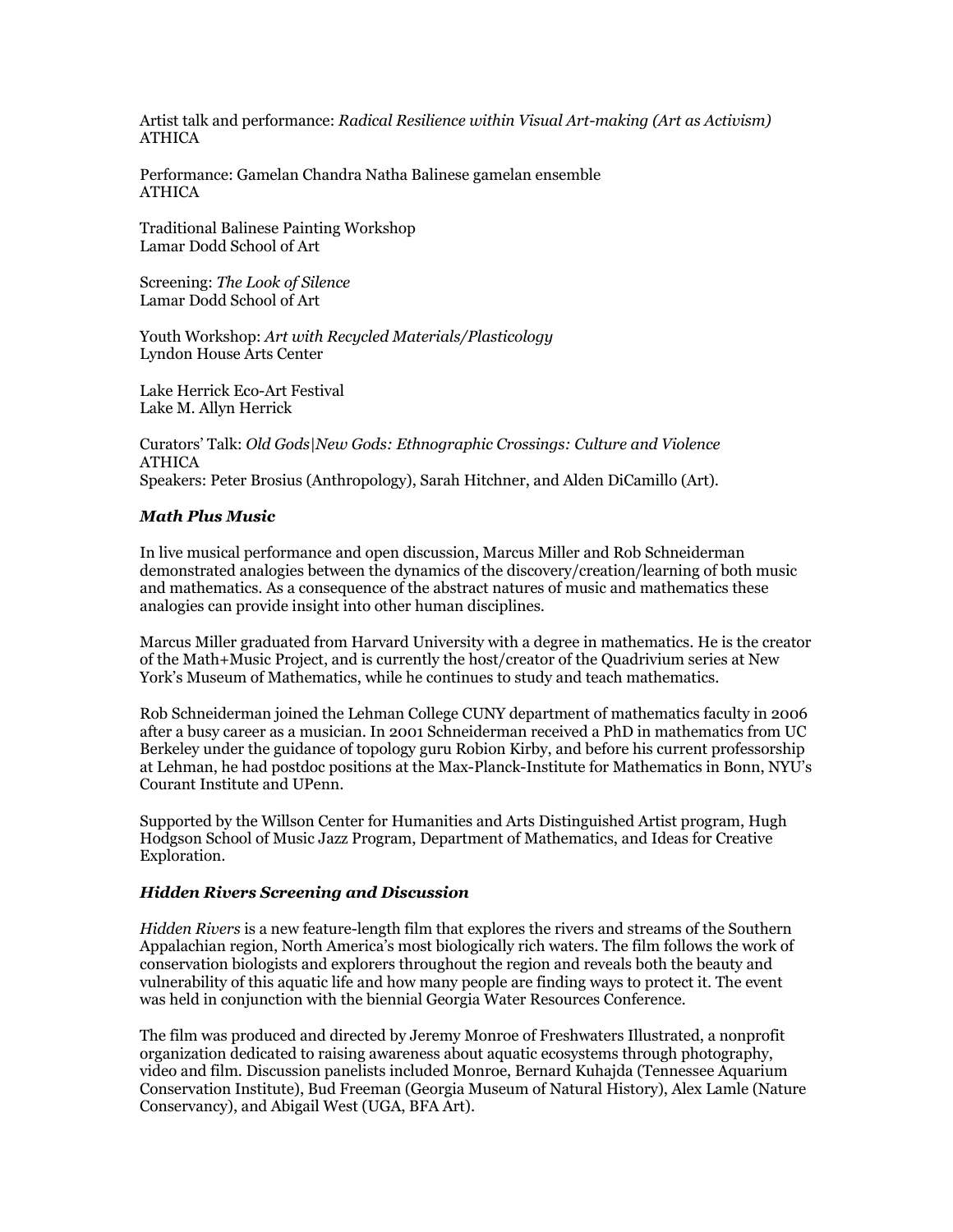Artist talk and performance: *Radical Resilience within Visual Art-making (Art as Activism)*
ATHICA

Performance: Gamelan Chandra Natha Balinese gamelan ensemble
ATHICA

Traditional Balinese Painting Workshop
Lamar Dodd School of Art

Screening: *The Look of Silence*
Lamar Dodd School of Art

Youth Workshop: *Art with Recycled Materials/Plasticology*
Lyndon House Arts Center

Lake Herrick Eco-Art Festival
Lake M. Allyn Herrick

Curators' Talk: *Old Gods|New Gods: Ethnographic Crossings: Culture and Violence*
ATHICA
Speakers: Peter Brosius (Anthropology), Sarah Hitchner, and Alden DiCamillo (Art).

### ***Math Plus Music***

In live musical performance and open discussion, Marcus Miller and Rob Schneiderman demonstrated analogies between the dynamics of the discovery/creation/learning of both music and mathematics. As a consequence of the abstract natures of music and mathematics these analogies can provide insight into other human disciplines.

Marcus Miller graduated from Harvard University with a degree in mathematics. He is the creator of the Math+Music Project, and is currently the host/creator of the Quadrivium series at New York's Museum of Mathematics, while he continues to study and teach mathematics.

Rob Schneiderman joined the Lehman College CUNY department of mathematics faculty in 2006 after a busy career as a musician. In 2001 Schneiderman received a PhD in mathematics from UC Berkeley under the guidance of topology guru Robion Kirby, and before his current professorship at Lehman, he had postdoc positions at the Max-Planck-Institute for Mathematics in Bonn, NYU's Courant Institute and UPenn.

Supported by the Willson Center for Humanities and Arts Distinguished Artist program, Hugh Hodgson School of Music Jazz Program, Department of Mathematics, and Ideas for Creative Exploration.

### ***Hidden Rivers Screening and Discussion***

*Hidden Rivers* is a new feature-length film that explores the rivers and streams of the Southern Appalachian region, North America's most biologically rich waters. The film follows the work of conservation biologists and explorers throughout the region and reveals both the beauty and vulnerability of this aquatic life and how many people are finding ways to protect it. The event was held in conjunction with the biennial Georgia Water Resources Conference.

The film was produced and directed by Jeremy Monroe of Freshwaters Illustrated, a nonprofit organization dedicated to raising awareness about aquatic ecosystems through photography, video and film. Discussion panelists included Monroe, Bernard Kuhajda (Tennessee Aquarium Conservation Institute), Bud Freeman (Georgia Museum of Natural History), Alex Lamle (Nature Conservancy), and Abigail West (UGA, BFA Art).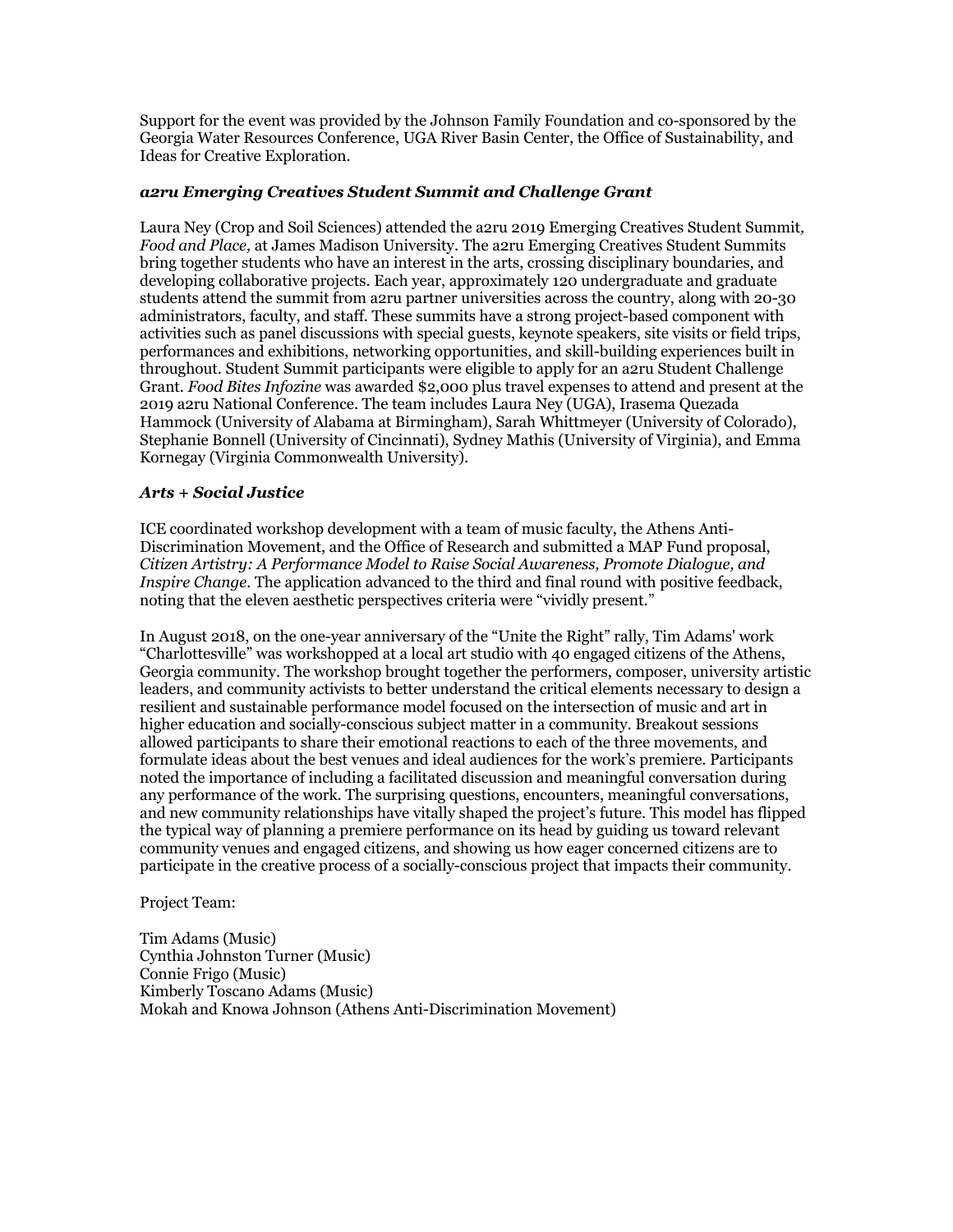Support for the event was provided by the Johnson Family Foundation and co-sponsored by the Georgia Water Resources Conference, UGA River Basin Center, the Office of Sustainability, and Ideas for Creative Exploration.

### *a2ru Emerging Creatives Student Summit and Challenge Grant*

Laura Ney (Crop and Soil Sciences) attended the a2ru 2019 Emerging Creatives Student Summit, *Food and Place,* at James Madison University. The a2ru Emerging Creatives Student Summits bring together students who have an interest in the arts, crossing disciplinary boundaries, and developing collaborative projects. Each year, approximately 120 undergraduate and graduate students attend the summit from a2ru partner universities across the country, along with 20-30 administrators, faculty, and staff. These summits have a strong project-based component with activities such as panel discussions with special guests, keynote speakers, site visits or field trips, performances and exhibitions, networking opportunities, and skill-building experiences built in throughout. Student Summit participants were eligible to apply for an a2ru Student Challenge Grant. *Food Bites Infozine* was awarded $2,000 plus travel expenses to attend and present at the 2019 a2ru National Conference. The team includes Laura Ney (UGA), Irasema Quezada Hammock (University of Alabama at Birmingham), Sarah Whittmeyer (University of Colorado), Stephanie Bonnell (University of Cincinnati), Sydney Mathis (University of Virginia), and Emma Kornegay (Virginia Commonwealth University).

### *Arts + Social Justice*

ICE coordinated workshop development with a team of music faculty, the Athens Anti-Discrimination Movement, and the Office of Research and submitted a MAP Fund proposal, *Citizen Artistry: A Performance Model to Raise Social Awareness, Promote Dialogue, and Inspire Change*. The application advanced to the third and final round with positive feedback, noting that the eleven aesthetic perspectives criteria were "vividly present."

In August 2018, on the one-year anniversary of the "Unite the Right" rally, Tim Adams' work "Charlottesville" was workshopped at a local art studio with 40 engaged citizens of the Athens, Georgia community. The workshop brought together the performers, composer, university artistic leaders, and community activists to better understand the critical elements necessary to design a resilient and sustainable performance model focused on the intersection of music and art in higher education and socially-conscious subject matter in a community. Breakout sessions allowed participants to share their emotional reactions to each of the three movements, and formulate ideas about the best venues and ideal audiences for the work's premiere. Participants noted the importance of including a facilitated discussion and meaningful conversation during any performance of the work. The surprising questions, encounters, meaningful conversations, and new community relationships have vitally shaped the project's future. This model has flipped the typical way of planning a premiere performance on its head by guiding us toward relevant community venues and engaged citizens, and showing us how eager concerned citizens are to participate in the creative process of a socially-conscious project that impacts their community.

Project Team:

Tim Adams (Music)  
Cynthia Johnston Turner (Music)  
Connie Frigo (Music)  
Kimberly Toscano Adams (Music)  
Mokah and Knowa Johnson (Athens Anti-Discrimination Movement)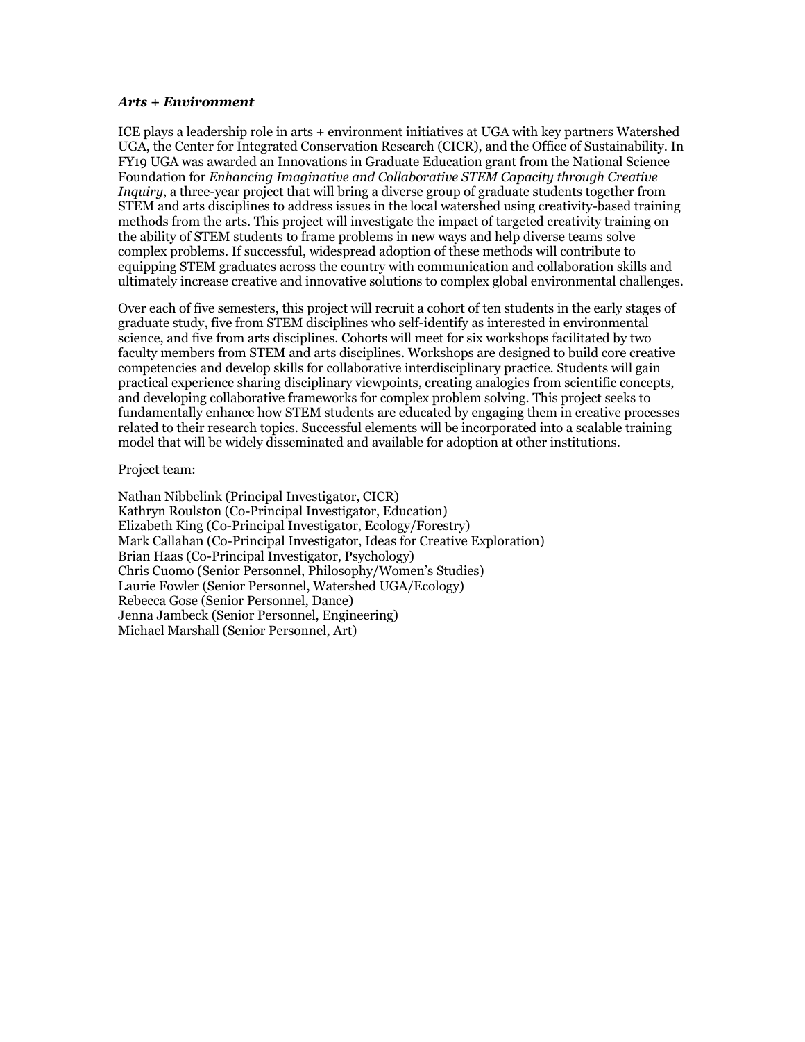***Arts + Environment***

ICE plays a leadership role in arts + environment initiatives at UGA with key partners Watershed UGA, the Center for Integrated Conservation Research (CICR), and the Office of Sustainability. In FY19 UGA was awarded an Innovations in Graduate Education grant from the National Science Foundation for *Enhancing Imaginative and Collaborative STEM Capacity through Creative Inquiry*, a three-year project that will bring a diverse group of graduate students together from STEM and arts disciplines to address issues in the local watershed using creativity-based training methods from the arts. This project will investigate the impact of targeted creativity training on the ability of STEM students to frame problems in new ways and help diverse teams solve complex problems. If successful, widespread adoption of these methods will contribute to equipping STEM graduates across the country with communication and collaboration skills and ultimately increase creative and innovative solutions to complex global environmental challenges.

Over each of five semesters, this project will recruit a cohort of ten students in the early stages of graduate study, five from STEM disciplines who self-identify as interested in environmental science, and five from arts disciplines. Cohorts will meet for six workshops facilitated by two faculty members from STEM and arts disciplines. Workshops are designed to build core creative competencies and develop skills for collaborative interdisciplinary practice. Students will gain practical experience sharing disciplinary viewpoints, creating analogies from scientific concepts, and developing collaborative frameworks for complex problem solving. This project seeks to fundamentally enhance how STEM students are educated by engaging them in creative processes related to their research topics. Successful elements will be incorporated into a scalable training model that will be widely disseminated and available for adoption at other institutions.

Project team:

Nathan Nibbelink (Principal Investigator, CICR)
Kathryn Roulston (Co-Principal Investigator, Education)
Elizabeth King (Co-Principal Investigator, Ecology/Forestry)
Mark Callahan (Co-Principal Investigator, Ideas for Creative Exploration)
Brian Haas (Co-Principal Investigator, Psychology)
Chris Cuomo (Senior Personnel, Philosophy/Women's Studies)
Laurie Fowler (Senior Personnel, Watershed UGA/Ecology)
Rebecca Gose (Senior Personnel, Dance)
Jenna Jambeck (Senior Personnel, Engineering)
Michael Marshall (Senior Personnel, Art)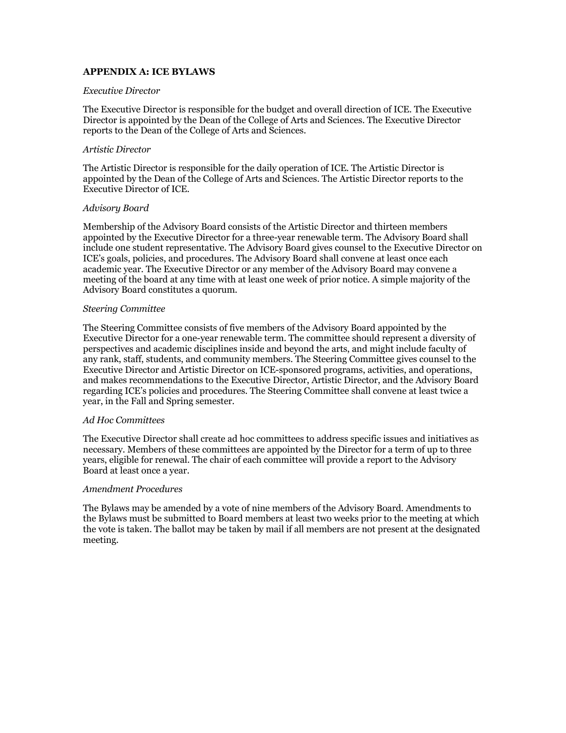## APPENDIX A: ICE BYLAWS

*Executive Director*

The Executive Director is responsible for the budget and overall direction of ICE. The Executive Director is appointed by the Dean of the College of Arts and Sciences. The Executive Director reports to the Dean of the College of Arts and Sciences.

*Artistic Director*

The Artistic Director is responsible for the daily operation of ICE. The Artistic Director is appointed by the Dean of the College of Arts and Sciences. The Artistic Director reports to the Executive Director of ICE.

*Advisory Board*

Membership of the Advisory Board consists of the Artistic Director and thirteen members appointed by the Executive Director for a three-year renewable term. The Advisory Board shall include one student representative. The Advisory Board gives counsel to the Executive Director on ICE's goals, policies, and procedures. The Advisory Board shall convene at least once each academic year. The Executive Director or any member of the Advisory Board may convene a meeting of the board at any time with at least one week of prior notice. A simple majority of the Advisory Board constitutes a quorum.

*Steering Committee*

The Steering Committee consists of five members of the Advisory Board appointed by the Executive Director for a one-year renewable term. The committee should represent a diversity of perspectives and academic disciplines inside and beyond the arts, and might include faculty of any rank, staff, students, and community members. The Steering Committee gives counsel to the Executive Director and Artistic Director on ICE-sponsored programs, activities, and operations, and makes recommendations to the Executive Director, Artistic Director, and the Advisory Board regarding ICE's policies and procedures. The Steering Committee shall convene at least twice a year, in the Fall and Spring semester.

*Ad Hoc Committees*

The Executive Director shall create ad hoc committees to address specific issues and initiatives as necessary. Members of these committees are appointed by the Director for a term of up to three years, eligible for renewal. The chair of each committee will provide a report to the Advisory Board at least once a year.

*Amendment Procedures*

The Bylaws may be amended by a vote of nine members of the Advisory Board. Amendments to the Bylaws must be submitted to Board members at least two weeks prior to the meeting at which the vote is taken. The ballot may be taken by mail if all members are not present at the designated meeting.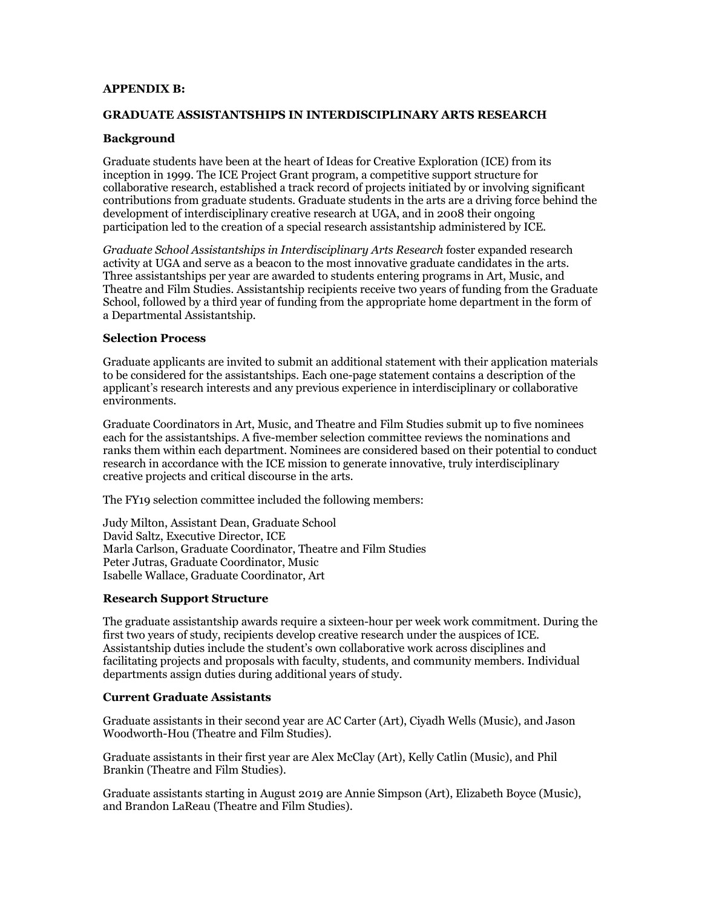## APPENDIX B:

## GRADUATE ASSISTANTSHIPS IN INTERDISCIPLINARY ARTS RESEARCH

### Background

Graduate students have been at the heart of Ideas for Creative Exploration (ICE) from its inception in 1999. The ICE Project Grant program, a competitive support structure for collaborative research, established a track record of projects initiated by or involving significant contributions from graduate students. Graduate students in the arts are a driving force behind the development of interdisciplinary creative research at UGA, and in 2008 their ongoing participation led to the creation of a special research assistantship administered by ICE.

*Graduate School Assistantships in Interdisciplinary Arts Research* foster expanded research activity at UGA and serve as a beacon to the most innovative graduate candidates in the arts. Three assistantships per year are awarded to students entering programs in Art, Music, and Theatre and Film Studies. Assistantship recipients receive two years of funding from the Graduate School, followed by a third year of funding from the appropriate home department in the form of a Departmental Assistantship.

### Selection Process

Graduate applicants are invited to submit an additional statement with their application materials to be considered for the assistantships. Each one-page statement contains a description of the applicant's research interests and any previous experience in interdisciplinary or collaborative environments.

Graduate Coordinators in Art, Music, and Theatre and Film Studies submit up to five nominees each for the assistantships. A five-member selection committee reviews the nominations and ranks them within each department. Nominees are considered based on their potential to conduct research in accordance with the ICE mission to generate innovative, truly interdisciplinary creative projects and critical discourse in the arts.

The FY19 selection committee included the following members:

Judy Milton, Assistant Dean, Graduate School
David Saltz, Executive Director, ICE
Marla Carlson, Graduate Coordinator, Theatre and Film Studies
Peter Jutras, Graduate Coordinator, Music
Isabelle Wallace, Graduate Coordinator, Art

### Research Support Structure

The graduate assistantship awards require a sixteen-hour per week work commitment. During the first two years of study, recipients develop creative research under the auspices of ICE. Assistantship duties include the student's own collaborative work across disciplines and facilitating projects and proposals with faculty, students, and community members. Individual departments assign duties during additional years of study.

### Current Graduate Assistants

Graduate assistants in their second year are AC Carter (Art), Ciyadh Wells (Music), and Jason Woodworth-Hou (Theatre and Film Studies).

Graduate assistants in their first year are Alex McClay (Art), Kelly Catlin (Music), and Phil Brankin (Theatre and Film Studies).

Graduate assistants starting in August 2019 are Annie Simpson (Art), Elizabeth Boyce (Music), and Brandon LaReau (Theatre and Film Studies).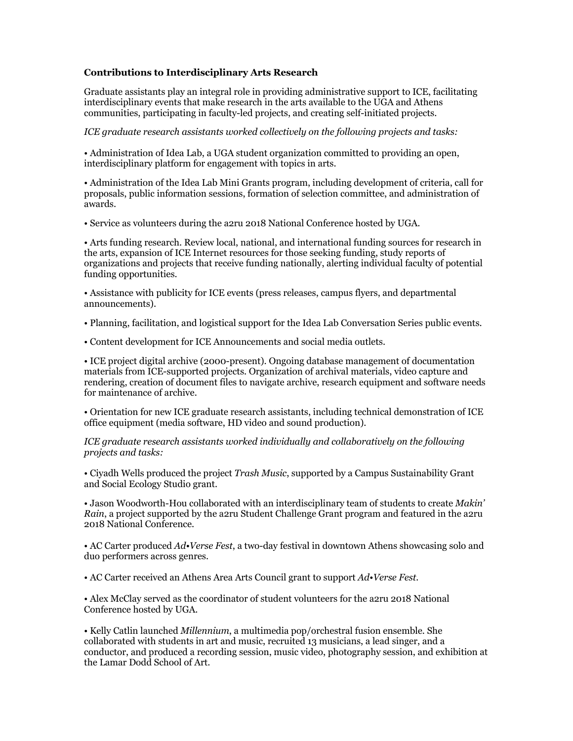**Contributions to Interdisciplinary Arts Research**

Graduate assistants play an integral role in providing administrative support to ICE, facilitating interdisciplinary events that make research in the arts available to the UGA and Athens communities, participating in faculty-led projects, and creating self-initiated projects.

*ICE graduate research assistants worked collectively on the following projects and tasks:*

• Administration of Idea Lab, a UGA student organization committed to providing an open, interdisciplinary platform for engagement with topics in arts.

• Administration of the Idea Lab Mini Grants program, including development of criteria, call for proposals, public information sessions, formation of selection committee, and administration of awards.

• Service as volunteers during the a2ru 2018 National Conference hosted by UGA.

• Arts funding research. Review local, national, and international funding sources for research in the arts, expansion of ICE Internet resources for those seeking funding, study reports of organizations and projects that receive funding nationally, alerting individual faculty of potential funding opportunities.

• Assistance with publicity for ICE events (press releases, campus flyers, and departmental announcements).

• Planning, facilitation, and logistical support for the Idea Lab Conversation Series public events.

• Content development for ICE Announcements and social media outlets.

• ICE project digital archive (2000-present). Ongoing database management of documentation materials from ICE-supported projects. Organization of archival materials, video capture and rendering, creation of document files to navigate archive, research equipment and software needs for maintenance of archive.

• Orientation for new ICE graduate research assistants, including technical demonstration of ICE office equipment (media software, HD video and sound production).

*ICE graduate research assistants worked individually and collaboratively on the following projects and tasks:*

• Ciyadh Wells produced the project *Trash Music*, supported by a Campus Sustainability Grant and Social Ecology Studio grant.

• Jason Woodworth-Hou collaborated with an interdisciplinary team of students to create *Makin' Rain*, a project supported by the a2ru Student Challenge Grant program and featured in the a2ru 2018 National Conference.

• AC Carter produced *Ad•Verse Fest*, a two-day festival in downtown Athens showcasing solo and duo performers across genres.

• AC Carter received an Athens Area Arts Council grant to support *Ad•Verse Fest*.

• Alex McClay served as the coordinator of student volunteers for the a2ru 2018 National Conference hosted by UGA.

• Kelly Catlin launched *Millennium*, a multimedia pop/orchestral fusion ensemble. She collaborated with students in art and music, recruited 13 musicians, a lead singer, and a conductor, and produced a recording session, music video, photography session, and exhibition at the Lamar Dodd School of Art.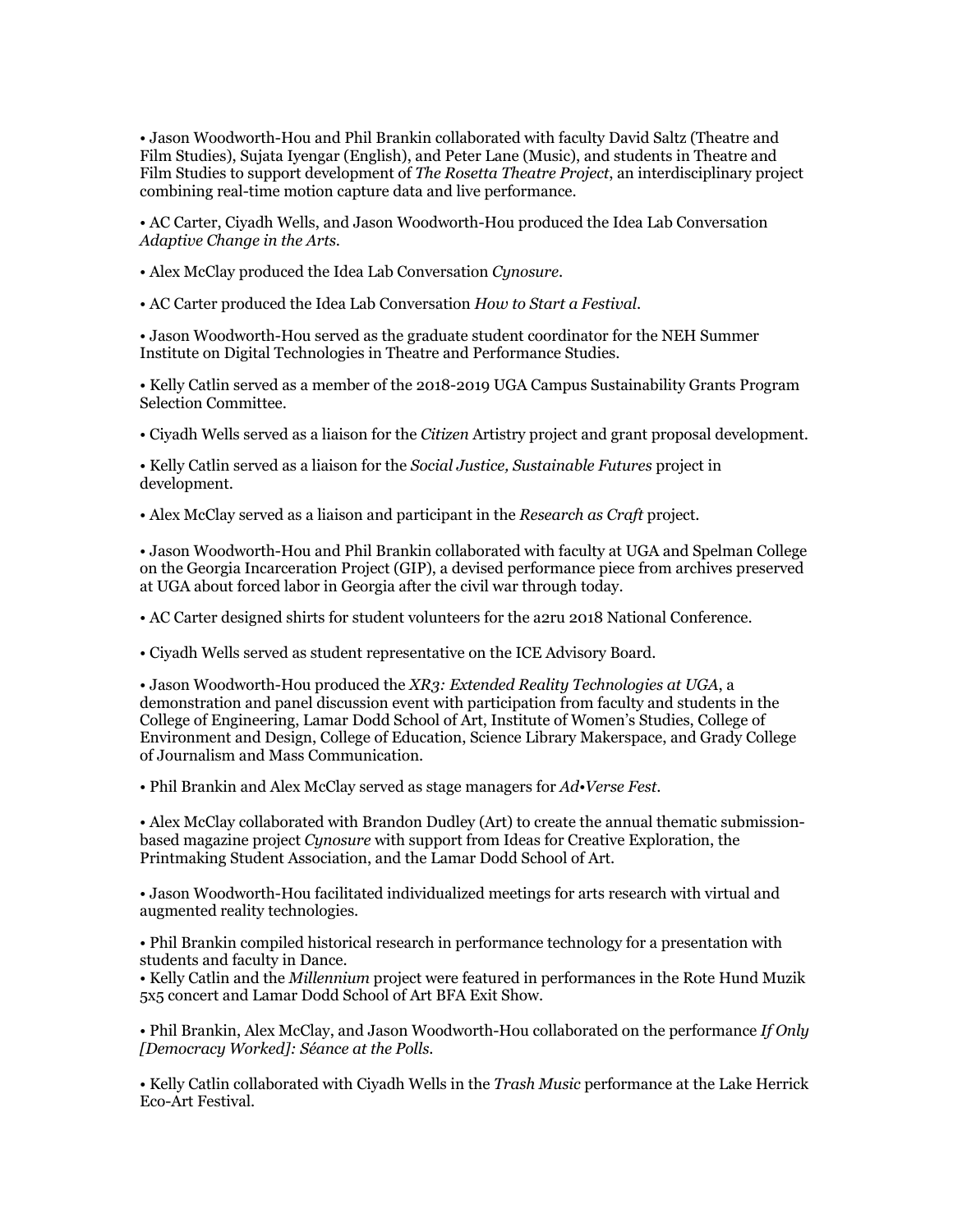• Jason Woodworth-Hou and Phil Brankin collaborated with faculty David Saltz (Theatre and Film Studies), Sujata Iyengar (English), and Peter Lane (Music), and students in Theatre and Film Studies to support development of *The Rosetta Theatre Project*, an interdisciplinary project combining real-time motion capture data and live performance.

• AC Carter, Ciyadh Wells, and Jason Woodworth-Hou produced the Idea Lab Conversation *Adaptive Change in the Arts*.

• Alex McClay produced the Idea Lab Conversation *Cynosure*.

• AC Carter produced the Idea Lab Conversation *How to Start a Festival*.

• Jason Woodworth-Hou served as the graduate student coordinator for the NEH Summer Institute on Digital Technologies in Theatre and Performance Studies.

• Kelly Catlin served as a member of the 2018-2019 UGA Campus Sustainability Grants Program Selection Committee.

• Ciyadh Wells served as a liaison for the *Citizen* Artistry project and grant proposal development.

• Kelly Catlin served as a liaison for the *Social Justice, Sustainable Futures* project in development.

• Alex McClay served as a liaison and participant in the *Research as Craft* project.

• Jason Woodworth-Hou and Phil Brankin collaborated with faculty at UGA and Spelman College on the Georgia Incarceration Project (GIP), a devised performance piece from archives preserved at UGA about forced labor in Georgia after the civil war through today.

• AC Carter designed shirts for student volunteers for the a2ru 2018 National Conference.

• Ciyadh Wells served as student representative on the ICE Advisory Board.

• Jason Woodworth-Hou produced the *XR3: Extended Reality Technologies at UGA*, a demonstration and panel discussion event with participation from faculty and students in the College of Engineering, Lamar Dodd School of Art, Institute of Women's Studies, College of Environment and Design, College of Education, Science Library Makerspace, and Grady College of Journalism and Mass Communication.

• Phil Brankin and Alex McClay served as stage managers for *Ad•Verse Fest*.

• Alex McClay collaborated with Brandon Dudley (Art) to create the annual thematic submission-based magazine project *Cynosure* with support from Ideas for Creative Exploration, the Printmaking Student Association, and the Lamar Dodd School of Art.

• Jason Woodworth-Hou facilitated individualized meetings for arts research with virtual and augmented reality technologies.

• Phil Brankin compiled historical research in performance technology for a presentation with students and faculty in Dance.

• Kelly Catlin and the *Millennium* project were featured in performances in the Rote Hund Muzik 5x5 concert and Lamar Dodd School of Art BFA Exit Show.

• Phil Brankin, Alex McClay, and Jason Woodworth-Hou collaborated on the performance *If Only [Democracy Worked]: Séance at the Polls*.

• Kelly Catlin collaborated with Ciyadh Wells in the *Trash Music* performance at the Lake Herrick Eco-Art Festival.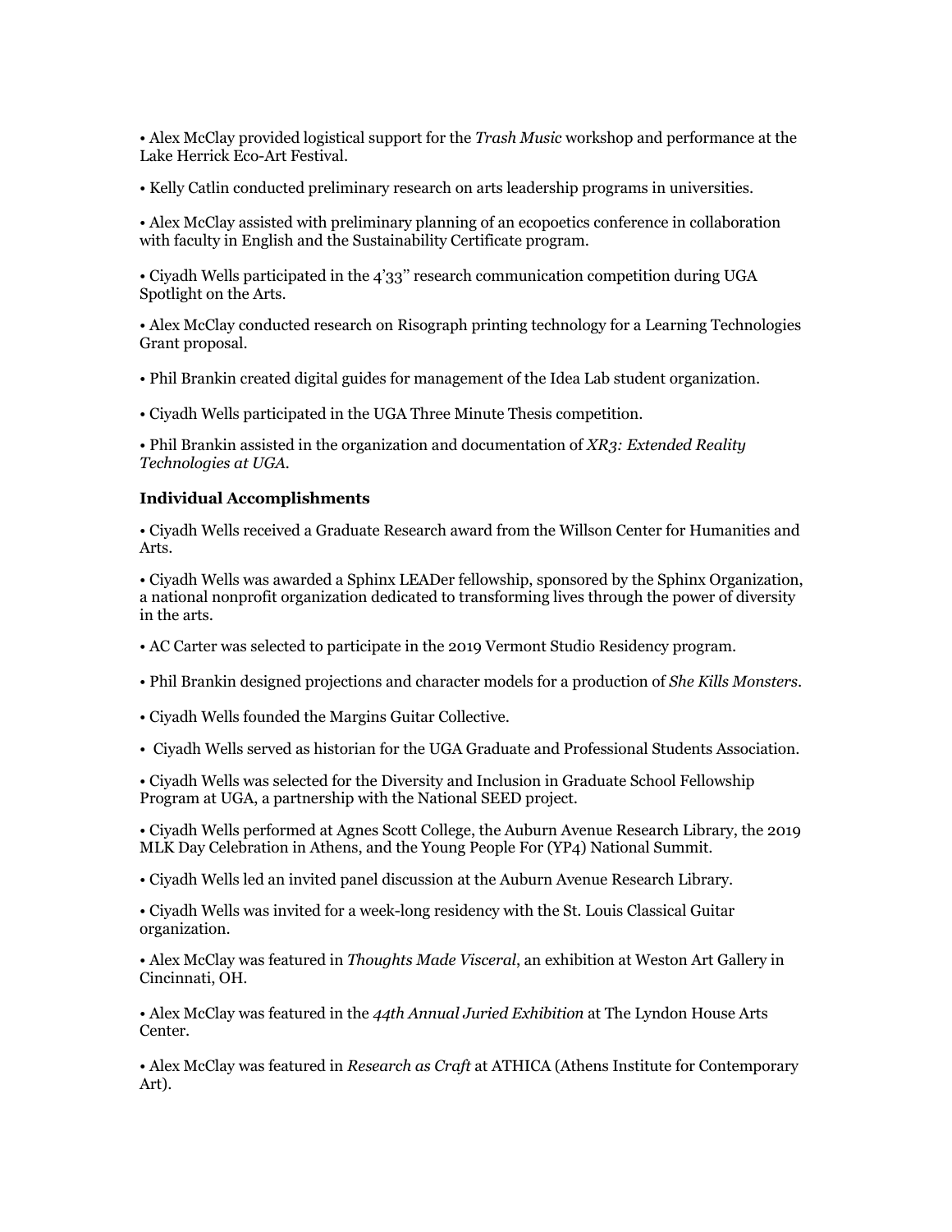• Alex McClay provided logistical support for the *Trash Music* workshop and performance at the Lake Herrick Eco-Art Festival.

• Kelly Catlin conducted preliminary research on arts leadership programs in universities.

• Alex McClay assisted with preliminary planning of an ecopoetics conference in collaboration with faculty in English and the Sustainability Certificate program.

• Ciyadh Wells participated in the 4'33" research communication competition during UGA Spotlight on the Arts.

• Alex McClay conducted research on Risograph printing technology for a Learning Technologies Grant proposal.

• Phil Brankin created digital guides for management of the Idea Lab student organization.

• Ciyadh Wells participated in the UGA Three Minute Thesis competition.

• Phil Brankin assisted in the organization and documentation of *XR3: Extended Reality Technologies at UGA.*

**Individual Accomplishments**

• Ciyadh Wells received a Graduate Research award from the Willson Center for Humanities and Arts.

• Ciyadh Wells was awarded a Sphinx LEADer fellowship, sponsored by the Sphinx Organization, a national nonprofit organization dedicated to transforming lives through the power of diversity in the arts.

• AC Carter was selected to participate in the 2019 Vermont Studio Residency program.

• Phil Brankin designed projections and character models for a production of *She Kills Monsters*.

• Ciyadh Wells founded the Margins Guitar Collective.

• Ciyadh Wells served as historian for the UGA Graduate and Professional Students Association.

• Ciyadh Wells was selected for the Diversity and Inclusion in Graduate School Fellowship Program at UGA, a partnership with the National SEED project.

• Ciyadh Wells performed at Agnes Scott College, the Auburn Avenue Research Library, the 2019 MLK Day Celebration in Athens, and the Young People For (YP4) National Summit.

• Ciyadh Wells led an invited panel discussion at the Auburn Avenue Research Library.

• Ciyadh Wells was invited for a week-long residency with the St. Louis Classical Guitar organization.

• Alex McClay was featured in *Thoughts Made Visceral*, an exhibition at Weston Art Gallery in Cincinnati, OH.

• Alex McClay was featured in the *44th Annual Juried Exhibition* at The Lyndon House Arts Center.

• Alex McClay was featured in *Research as Craft* at ATHICA (Athens Institute for Contemporary Art).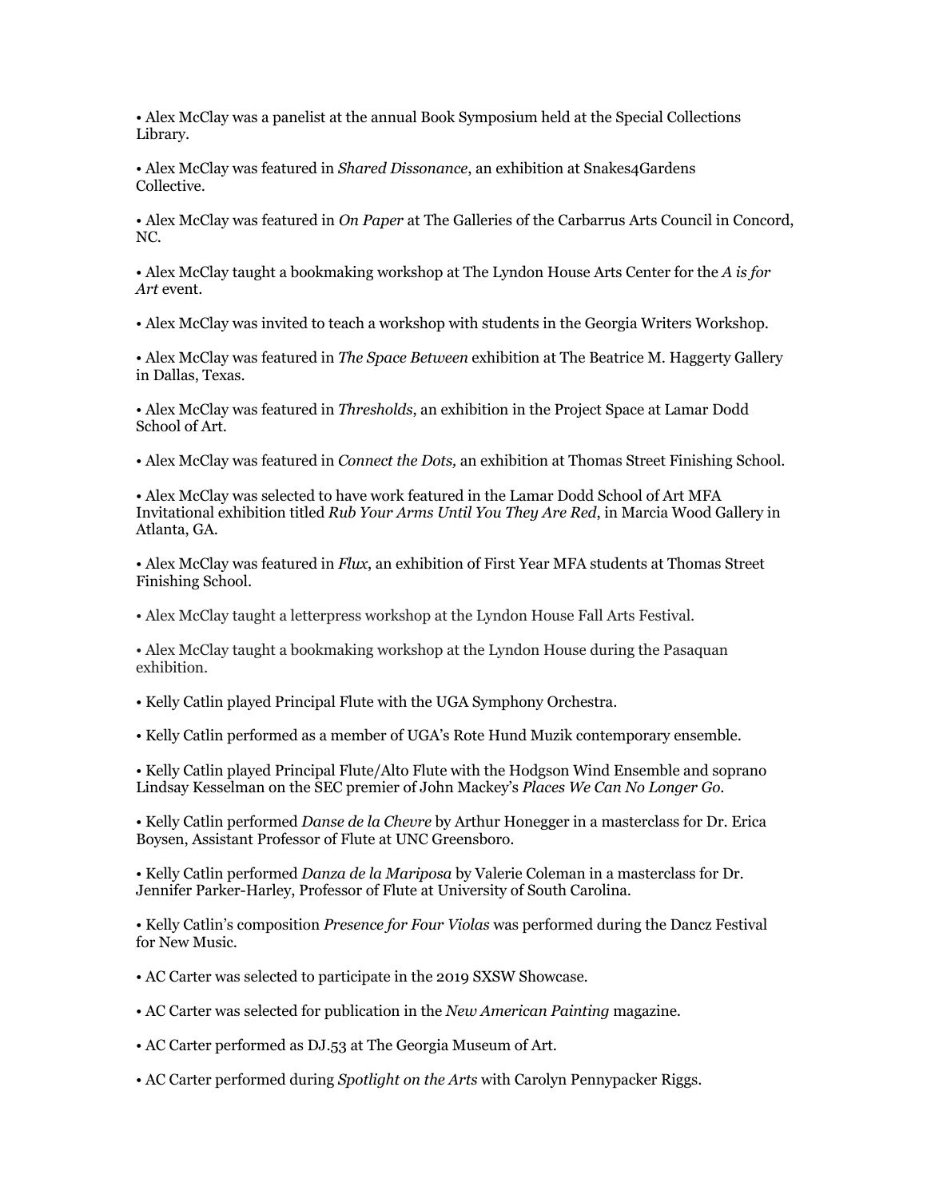• Alex McClay was a panelist at the annual Book Symposium held at the Special Collections Library.

• Alex McClay was featured in *Shared Dissonance*, an exhibition at Snakes4Gardens Collective.

• Alex McClay was featured in *On Paper* at The Galleries of the Carbarrus Arts Council in Concord, NC.

• Alex McClay taught a bookmaking workshop at The Lyndon House Arts Center for the *A is for Art* event.

• Alex McClay was invited to teach a workshop with students in the Georgia Writers Workshop.

• Alex McClay was featured in *The Space Between* exhibition at The Beatrice M. Haggerty Gallery in Dallas, Texas.

• Alex McClay was featured in *Thresholds*, an exhibition in the Project Space at Lamar Dodd School of Art.

• Alex McClay was featured in *Connect the Dots,* an exhibition at Thomas Street Finishing School.

• Alex McClay was selected to have work featured in the Lamar Dodd School of Art MFA Invitational exhibition titled *Rub Your Arms Until You They Are Red*, in Marcia Wood Gallery in Atlanta, GA.

• Alex McClay was featured in *Flux*, an exhibition of First Year MFA students at Thomas Street Finishing School.

• Alex McClay taught a letterpress workshop at the Lyndon House Fall Arts Festival.

• Alex McClay taught a bookmaking workshop at the Lyndon House during the Pasaquan exhibition.

• Kelly Catlin played Principal Flute with the UGA Symphony Orchestra.

• Kelly Catlin performed as a member of UGA's Rote Hund Muzik contemporary ensemble.

• Kelly Catlin played Principal Flute/Alto Flute with the Hodgson Wind Ensemble and soprano Lindsay Kesselman on the SEC premier of John Mackey's *Places We Can No Longer Go.*

• Kelly Catlin performed *Danse de la Chevre* by Arthur Honegger in a masterclass for Dr. Erica Boysen, Assistant Professor of Flute at UNC Greensboro.

• Kelly Catlin performed *Danza de la Mariposa* by Valerie Coleman in a masterclass for Dr. Jennifer Parker-Harley, Professor of Flute at University of South Carolina.

• Kelly Catlin's composition *Presence for Four Violas* was performed during the Dancz Festival for New Music.

• AC Carter was selected to participate in the 2019 SXSW Showcase.

• AC Carter was selected for publication in the *New American Painting* magazine.

• AC Carter performed as DJ.53 at The Georgia Museum of Art.

• AC Carter performed during *Spotlight on the Arts* with Carolyn Pennypacker Riggs.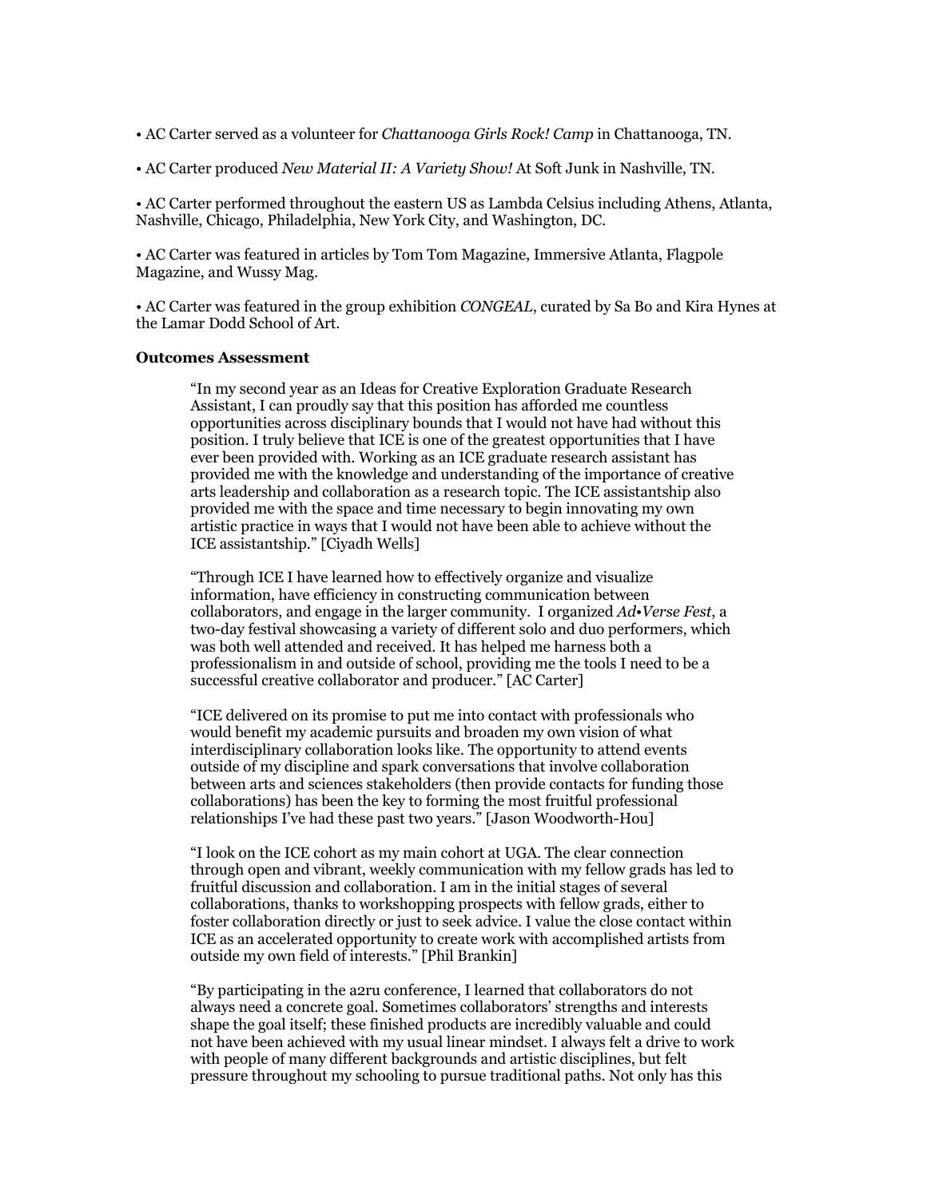• AC Carter served as a volunteer for *Chattanooga Girls Rock! Camp* in Chattanooga, TN.

• AC Carter produced *New Material II: A Variety Show!* At Soft Junk in Nashville, TN.

• AC Carter performed throughout the eastern US as Lambda Celsius including Athens, Atlanta, Nashville, Chicago, Philadelphia, New York City, and Washington, DC.

• AC Carter was featured in articles by Tom Tom Magazine, Immersive Atlanta, Flagpole Magazine, and Wussy Mag.

• AC Carter was featured in the group exhibition *CONGEAL*, curated by Sa Bo and Kira Hynes at the Lamar Dodd School of Art.

**Outcomes Assessment**

> "In my second year as an Ideas for Creative Exploration Graduate Research Assistant, I can proudly say that this position has afforded me countless opportunities across disciplinary bounds that I would not have had without this position. I truly believe that ICE is one of the greatest opportunities that I have ever been provided with. Working as an ICE graduate research assistant has provided me with the knowledge and understanding of the importance of creative arts leadership and collaboration as a research topic. The ICE assistantship also provided me with the space and time necessary to begin innovating my own artistic practice in ways that I would not have been able to achieve without the ICE assistantship." [Ciyadh Wells]

> "Through ICE I have learned how to effectively organize and visualize information, have efficiency in constructing communication between collaborators, and engage in the larger community. I organized *Ad•Verse Fest*, a two-day festival showcasing a variety of different solo and duo performers, which was both well attended and received. It has helped me harness both a professionalism in and outside of school, providing me the tools I need to be a successful creative collaborator and producer." [AC Carter]

> "ICE delivered on its promise to put me into contact with professionals who would benefit my academic pursuits and broaden my own vision of what interdisciplinary collaboration looks like. The opportunity to attend events outside of my discipline and spark conversations that involve collaboration between arts and sciences stakeholders (then provide contacts for funding those collaborations) has been the key to forming the most fruitful professional relationships I've had these past two years." [Jason Woodworth-Hou]

> "I look on the ICE cohort as my main cohort at UGA. The clear connection through open and vibrant, weekly communication with my fellow grads has led to fruitful discussion and collaboration. I am in the initial stages of several collaborations, thanks to workshopping prospects with fellow grads, either to foster collaboration directly or just to seek advice. I value the close contact within ICE as an accelerated opportunity to create work with accomplished artists from outside my own field of interests." [Phil Brankin]

> "By participating in the a2ru conference, I learned that collaborators do not always need a concrete goal. Sometimes collaborators' strengths and interests shape the goal itself; these finished products are incredibly valuable and could not have been achieved with my usual linear mindset. I always felt a drive to work with people of many different backgrounds and artistic disciplines, but felt pressure throughout my schooling to pursue traditional paths. Not only has this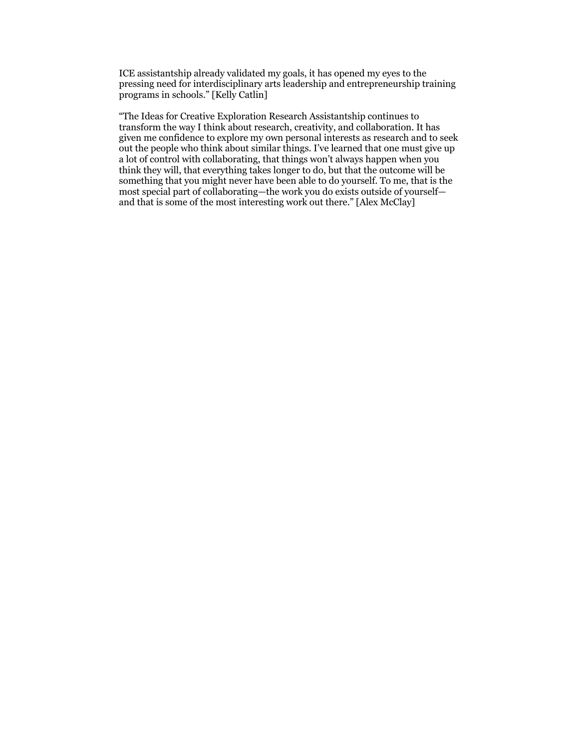ICE assistantship already validated my goals, it has opened my eyes to the pressing need for interdisciplinary arts leadership and entrepreneurship training programs in schools." [Kelly Catlin]

"The Ideas for Creative Exploration Research Assistantship continues to transform the way I think about research, creativity, and collaboration. It has given me confidence to explore my own personal interests as research and to seek out the people who think about similar things. I've learned that one must give up a lot of control with collaborating, that things won't always happen when you think they will, that everything takes longer to do, but that the outcome will be something that you might never have been able to do yourself. To me, that is the most special part of collaborating—the work you do exists outside of yourself—and that is some of the most interesting work out there." [Alex McClay]